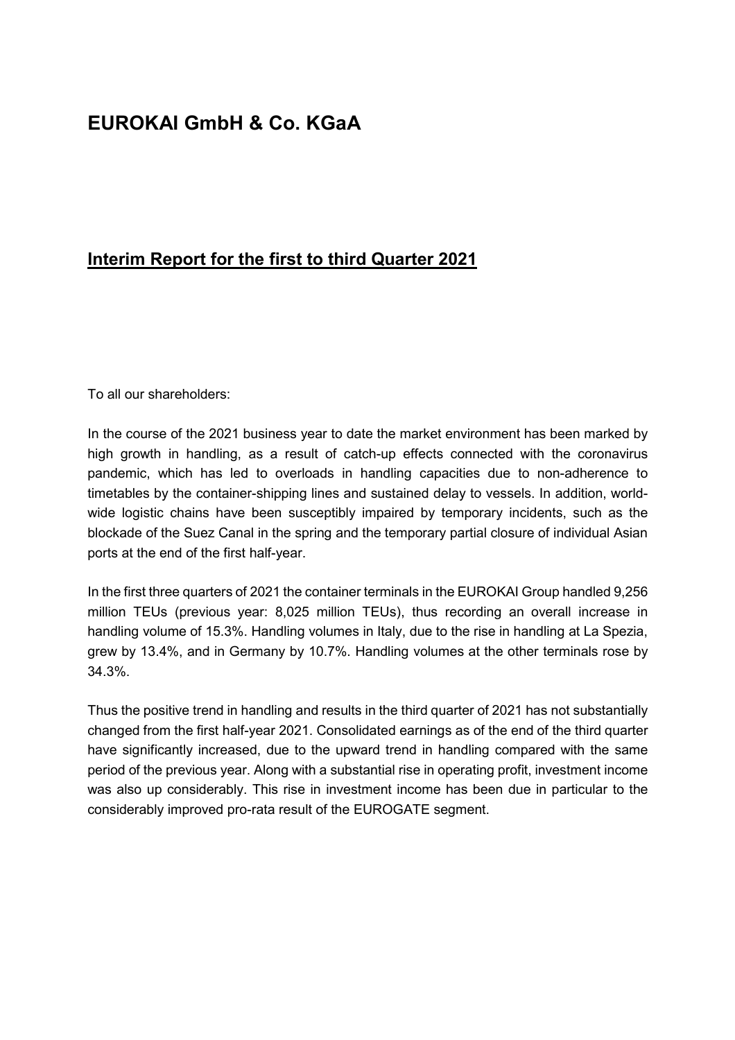# EUROKAI GmbH & Co. KGaA

## Interim Report for the first to third Quarter 2021

To all our shareholders:

In the course of the 2021 business year to date the market environment has been marked by high growth in handling, as a result of catch-up effects connected with the coronavirus pandemic, which has led to overloads in handling capacities due to non-adherence to timetables by the container-shipping lines and sustained delay to vessels. In addition, world-wide logistic chains have been susceptibly impaired by temporary incidents, such as the blockade of the Suez Canal in the spring and the temporary partial closure of individual Asian ports at the end of the first half-year.

In the first three quarters of 2021 the container terminals in the EUROKAI Group handled 9,256 million TEUs (previous year: 8,025 million TEUs), thus recording an overall increase in handling volume of 15.3%. Handling volumes in Italy, due to the rise in handling at La Spezia, grew by 13.4%, and in Germany by 10.7%. Handling volumes at the other terminals rose by 34.3%.

Thus the positive trend in handling and results in the third quarter of 2021 has not substantially changed from the first half-year 2021. Consolidated earnings as of the end of the third quarter have significantly increased, due to the upward trend in handling compared with the same period of the previous year. Along with a substantial rise in operating profit, investment income was also up considerably. This rise in investment income has been due in particular to the considerably improved pro-rata result of the EUROGATE segment.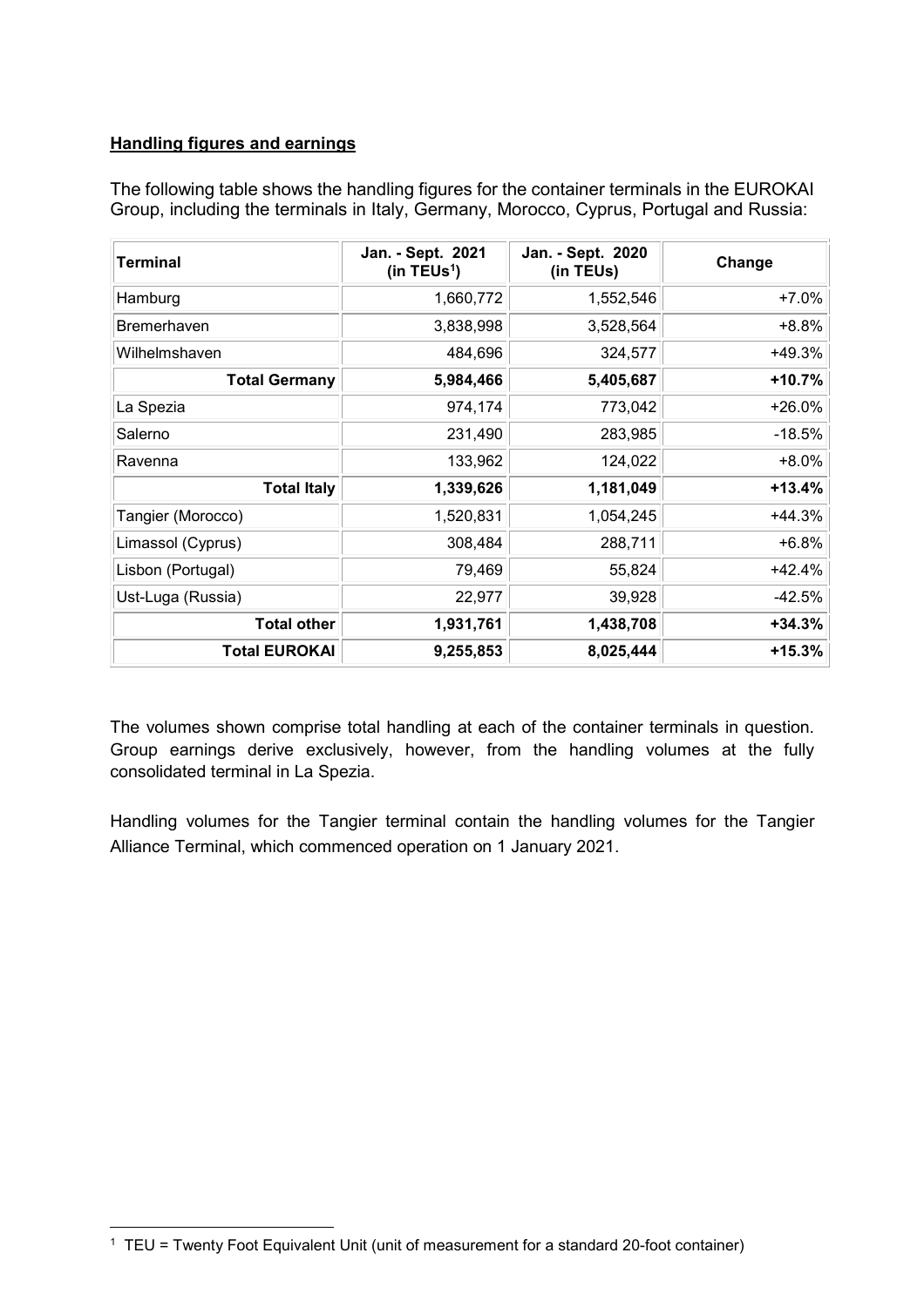## **Handling figures and earnings**

The following table shows the handling figures for the container terminals in the EUROKAI Group, including the terminals in Italy, Germany, Morocco, Cyprus, Portugal and Russia:

| Terminal | Jan. - Sept. 2021 (in TEUs[1]) | Jan. - Sept. 2020 (in TEUs) | Change |
|---|---|---|---|
| Hamburg | 1,660,772 | 1,552,546 | +7.0% |
| Bremerhaven | 3,838,998 | 3,528,564 | +8.8% |
| Wilhelmshaven | 484,696 | 324,577 | +49.3% |
| **Total Germany** | **5,984,466** | **5,405,687** | **+10.7%** |
| La Spezia | 974,174 | 773,042 | +26.0% |
| Salerno | 231,490 | 283,985 | -18.5% |
| Ravenna | 133,962 | 124,022 | +8.0% |
| **Total Italy** | **1,339,626** | **1,181,049** | **+13.4%** |
| Tangier (Morocco) | 1,520,831 | 1,054,245 | +44.3% |
| Limassol (Cyprus) | 308,484 | 288,711 | +6.8% |
| Lisbon (Portugal) | 79,469 | 55,824 | +42.4% |
| Ust-Luga (Russia) | 22,977 | 39,928 | -42.5% |
| **Total other** | **1,931,761** | **1,438,708** | **+34.3%** |
| **Total EUROKAI** | **9,255,853** | **8,025,444** | **+15.3%** |

The volumes shown comprise total handling at each of the container terminals in question. Group earnings derive exclusively, however, from the handling volumes at the fully consolidated terminal in La Spezia.

Handling volumes for the Tangier terminal contain the handling volumes for the Tangier Alliance Terminal, which commenced operation on 1 January 2021.

[1] TEU = Twenty Foot Equivalent Unit (unit of measurement for a standard 20-foot container)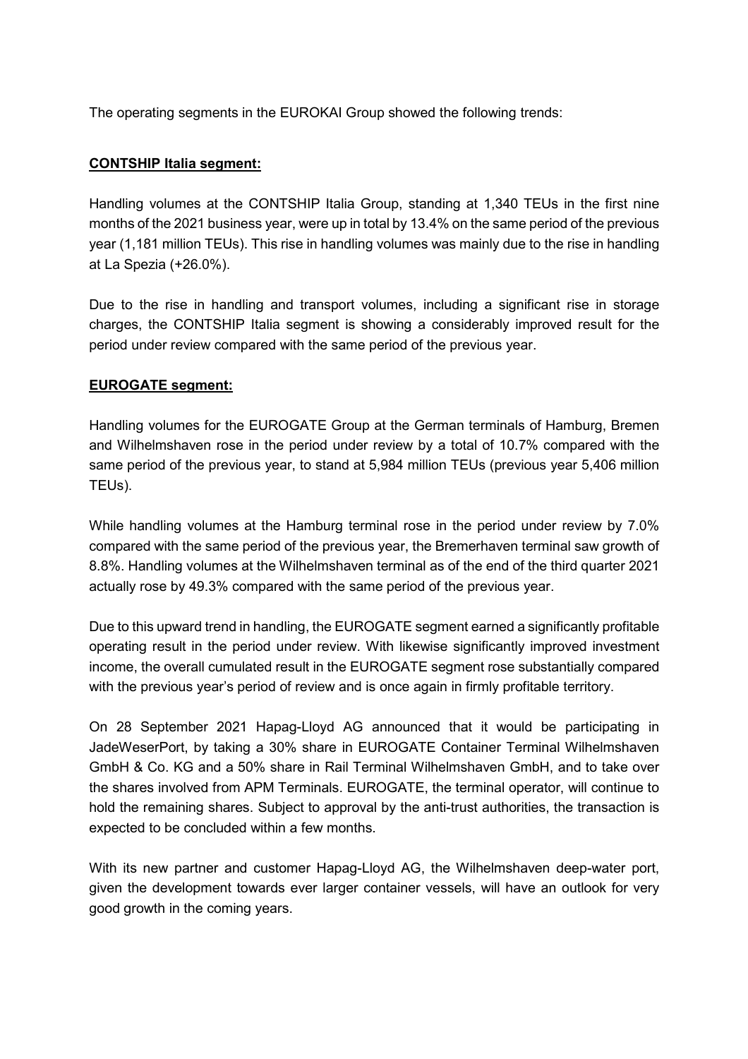The operating segments in the EUROKAI Group showed the following trends:

**CONTSHIP Italia segment:**

Handling volumes at the CONTSHIP Italia Group, standing at 1,340 TEUs in the first nine months of the 2021 business year, were up in total by 13.4% on the same period of the previous year (1,181 million TEUs). This rise in handling volumes was mainly due to the rise in handling at La Spezia (+26.0%).

Due to the rise in handling and transport volumes, including a significant rise in storage charges, the CONTSHIP Italia segment is showing a considerably improved result for the period under review compared with the same period of the previous year.

**EUROGATE segment:**

Handling volumes for the EUROGATE Group at the German terminals of Hamburg, Bremen and Wilhelmshaven rose in the period under review by a total of 10.7% compared with the same period of the previous year, to stand at 5,984 million TEUs (previous year 5,406 million TEUs).

While handling volumes at the Hamburg terminal rose in the period under review by 7.0% compared with the same period of the previous year, the Bremerhaven terminal saw growth of 8.8%. Handling volumes at the Wilhelmshaven terminal as of the end of the third quarter 2021 actually rose by 49.3% compared with the same period of the previous year.

Due to this upward trend in handling, the EUROGATE segment earned a significantly profitable operating result in the period under review. With likewise significantly improved investment income, the overall cumulated result in the EUROGATE segment rose substantially compared with the previous year's period of review and is once again in firmly profitable territory.

On 28 September 2021 Hapag-Lloyd AG announced that it would be participating in JadeWeserPort, by taking a 30% share in EUROGATE Container Terminal Wilhelmshaven GmbH & Co. KG and a 50% share in Rail Terminal Wilhelmshaven GmbH, and to take over the shares involved from APM Terminals. EUROGATE, the terminal operator, will continue to hold the remaining shares. Subject to approval by the anti-trust authorities, the transaction is expected to be concluded within a few months.

With its new partner and customer Hapag-Lloyd AG, the Wilhelmshaven deep-water port, given the development towards ever larger container vessels, will have an outlook for very good growth in the coming years.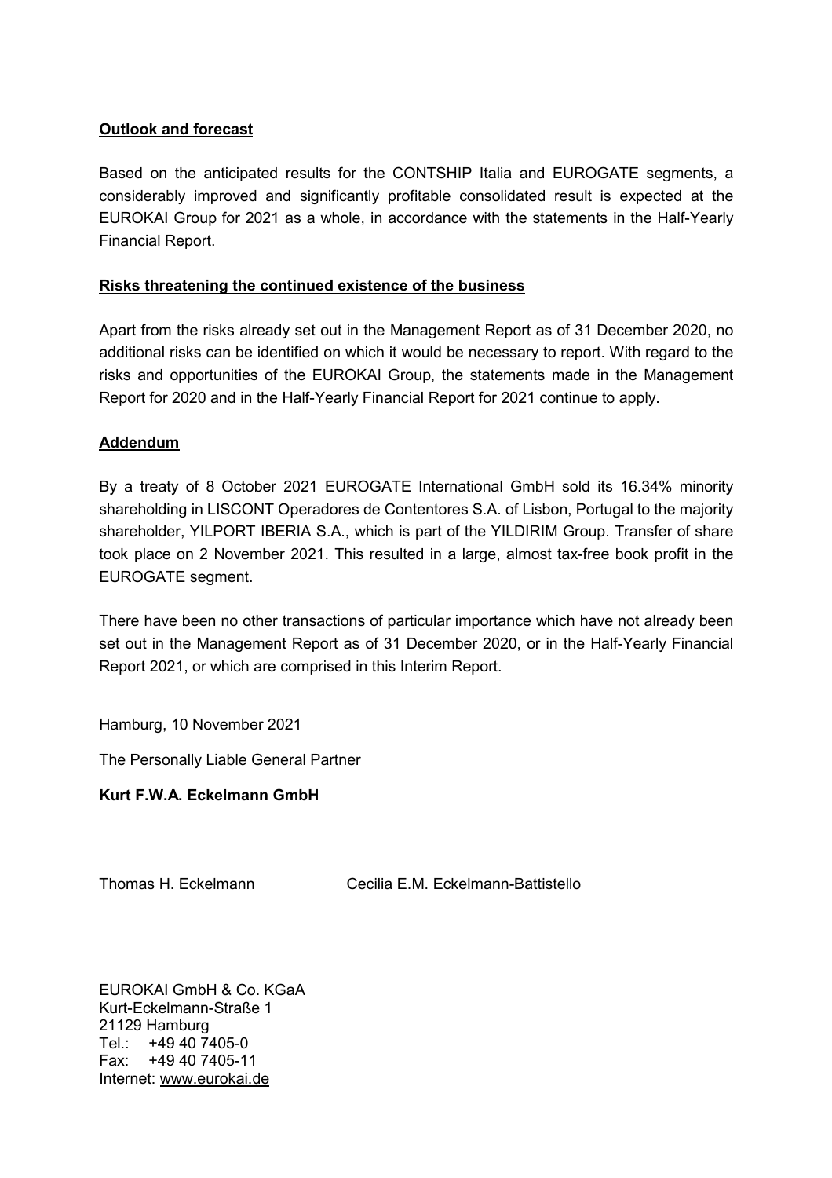## Outlook and forecast

Based on the anticipated results for the CONTSHIP Italia and EUROGATE segments, a considerably improved and significantly profitable consolidated result is expected at the EUROKAI Group for 2021 as a whole, in accordance with the statements in the Half-Yearly Financial Report.

## Risks threatening the continued existence of the business

Apart from the risks already set out in the Management Report as of 31 December 2020, no additional risks can be identified on which it would be necessary to report. With regard to the risks and opportunities of the EUROKAI Group, the statements made in the Management Report for 2020 and in the Half-Yearly Financial Report for 2021 continue to apply.

## Addendum

By a treaty of 8 October 2021 EUROGATE International GmbH sold its 16.34% minority shareholding in LISCONT Operadores de Contentores S.A. of Lisbon, Portugal to the majority shareholder, YILPORT IBERIA S.A., which is part of the YILDIRIM Group. Transfer of share took place on 2 November 2021. This resulted in a large, almost tax-free book profit in the EUROGATE segment.

There have been no other transactions of particular importance which have not already been set out in the Management Report as of 31 December 2020, or in the Half-Yearly Financial Report 2021, or which are comprised in this Interim Report.

Hamburg, 10 November 2021

The Personally Liable General Partner

**Kurt F.W.A. Eckelmann GmbH**

Thomas H. Eckelmann        Cecilia E.M. Eckelmann-Battistello

EUROKAI GmbH & Co. KGaA
Kurt-Eckelmann-Straße 1
21129 Hamburg
Tel.: +49 40 7405-0
Fax: +49 40 7405-11
Internet: www.eurokai.de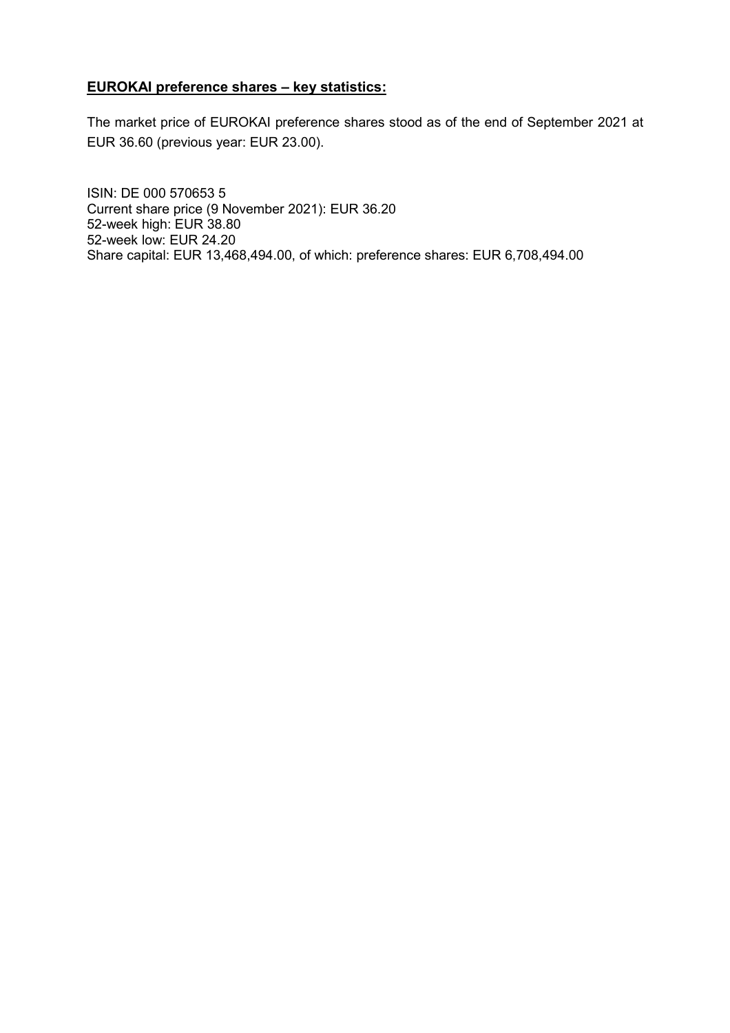**EUROKAI preference shares – key statistics:**

The market price of EUROKAI preference shares stood as of the end of September 2021 at EUR 36.60 (previous year: EUR 23.00).

ISIN: DE 000 570653 5  
Current share price (9 November 2021): EUR 36.20  
52-week high: EUR 38.80  
52-week low: EUR 24.20  
Share capital: EUR 13,468,494.00, of which: preference shares: EUR 6,708,494.00